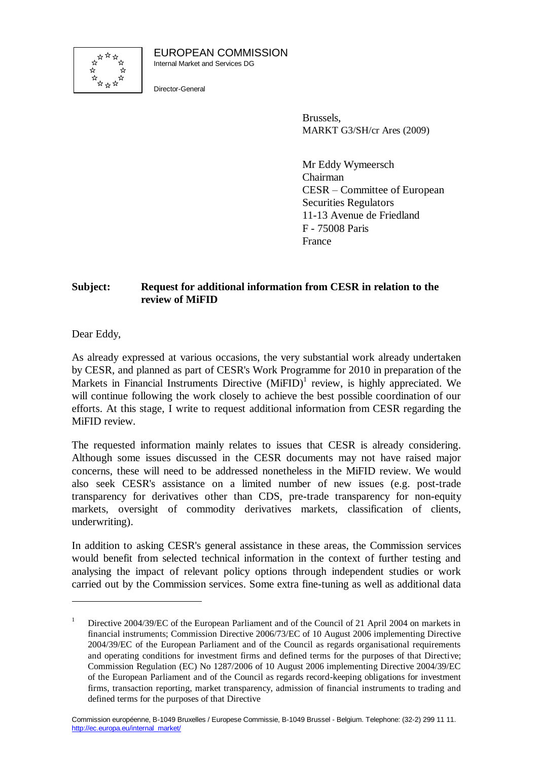EUROPEAN COMMISSION
Internal Market and Services DG

Director-General

Brussels,
MARKT G3/SH/cr Ares (2009)

Mr Eddy Wymeersch
Chairman
CESR – Committee of European Securities Regulators
11-13 Avenue de Friedland
F - 75008 Paris
France

**Subject: Request for additional information from CESR in relation to the review of MiFID**

Dear Eddy,

As already expressed at various occasions, the very substantial work already undertaken by CESR, and planned as part of CESR's Work Programme for 2010 in preparation of the Markets in Financial Instruments Directive (MiFID)[1] review, is highly appreciated. We will continue following the work closely to achieve the best possible coordination of our efforts. At this stage, I write to request additional information from CESR regarding the MiFID review.

The requested information mainly relates to issues that CESR is already considering. Although some issues discussed in the CESR documents may not have raised major concerns, these will need to be addressed nonetheless in the MiFID review. We would also seek CESR's assistance on a limited number of new issues (e.g. post-trade transparency for derivatives other than CDS, pre-trade transparency for non-equity markets, oversight of commodity derivatives markets, classification of clients, underwriting).

In addition to asking CESR's general assistance in these areas, the Commission services would benefit from selected technical information in the context of further testing and analysing the impact of relevant policy options through independent studies or work carried out by the Commission services. Some extra fine-tuning as well as additional data

[1] Directive 2004/39/EC of the European Parliament and of the Council of 21 April 2004 on markets in financial instruments; Commission Directive 2006/73/EC of 10 August 2006 implementing Directive 2004/39/EC of the European Parliament and of the Council as regards organisational requirements and operating conditions for investment firms and defined terms for the purposes of that Directive; Commission Regulation (EC) No 1287/2006 of 10 August 2006 implementing Directive 2004/39/EC of the European Parliament and of the Council as regards record-keeping obligations for investment firms, transaction reporting, market transparency, admission of financial instruments to trading and defined terms for the purposes of that Directive

Commission européenne, B-1049 Bruxelles / Europese Commissie, B-1049 Brussel - Belgium. Telephone: (32-2) 299 11 11.
http://ec.europa.eu/internal_market/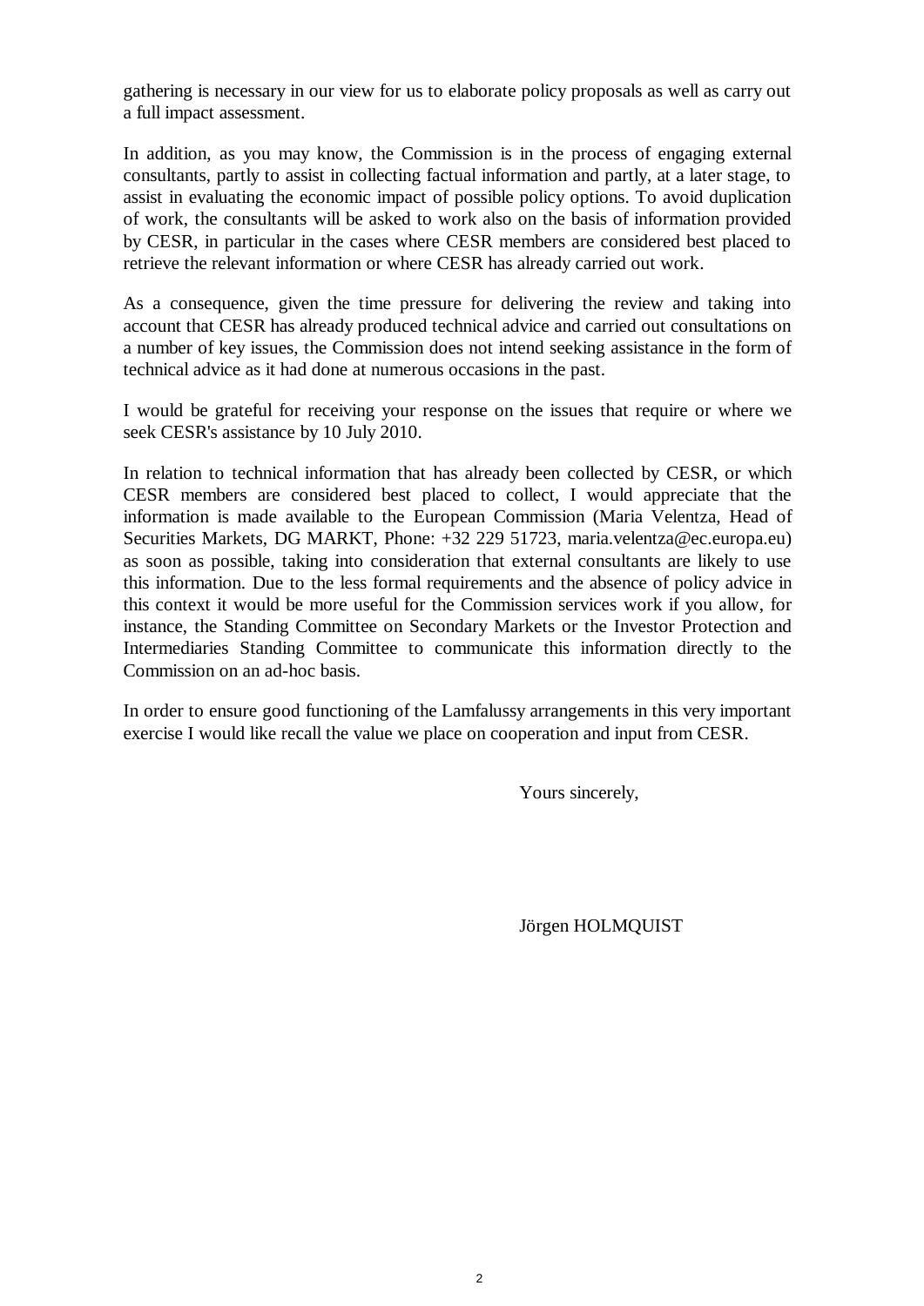gathering is necessary in our view for us to elaborate policy proposals as well as carry out a full impact assessment.

In addition, as you may know, the Commission is in the process of engaging external consultants, partly to assist in collecting factual information and partly, at a later stage, to assist in evaluating the economic impact of possible policy options. To avoid duplication of work, the consultants will be asked to work also on the basis of information provided by CESR, in particular in the cases where CESR members are considered best placed to retrieve the relevant information or where CESR has already carried out work.

As a consequence, given the time pressure for delivering the review and taking into account that CESR has already produced technical advice and carried out consultations on a number of key issues, the Commission does not intend seeking assistance in the form of technical advice as it had done at numerous occasions in the past.

I would be grateful for receiving your response on the issues that require or where we seek CESR's assistance by 10 July 2010.

In relation to technical information that has already been collected by CESR, or which CESR members are considered best placed to collect, I would appreciate that the information is made available to the European Commission (Maria Velentza, Head of Securities Markets, DG MARKT, Phone: +32 229 51723, maria.velentza@ec.europa.eu) as soon as possible, taking into consideration that external consultants are likely to use this information. Due to the less formal requirements and the absence of policy advice in this context it would be more useful for the Commission services work if you allow, for instance, the Standing Committee on Secondary Markets or the Investor Protection and Intermediaries Standing Committee to communicate this information directly to the Commission on an ad-hoc basis.

In order to ensure good functioning of the Lamfalussy arrangements in this very important exercise I would like recall the value we place on cooperation and input from CESR.

Yours sincerely,

Jörgen HOLMQUIST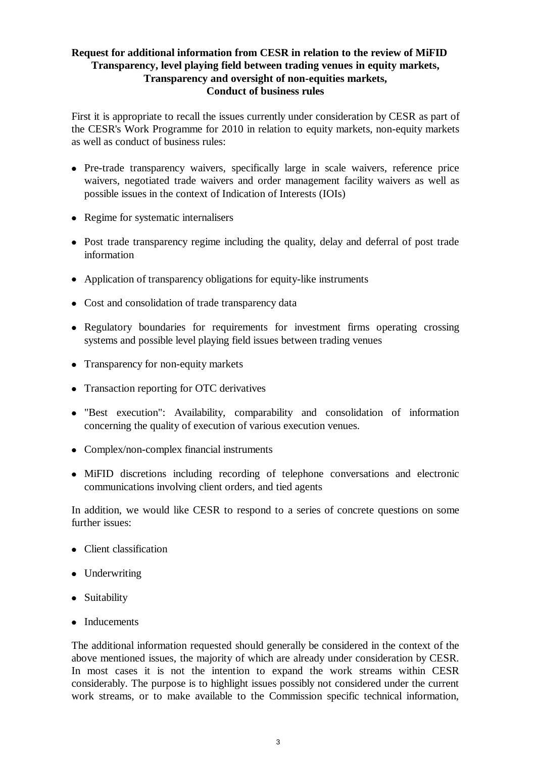**Request for additional information from CESR in relation to the review of MiFID**
**Transparency, level playing field between trading venues in equity markets,**
**Transparency and oversight of non-equities markets,**
**Conduct of business rules**

First it is appropriate to recall the issues currently under consideration by CESR as part of the CESR's Work Programme for 2010 in relation to equity markets, non-equity markets as well as conduct of business rules:

- Pre-trade transparency waivers, specifically large in scale waivers, reference price waivers, negotiated trade waivers and order management facility waivers as well as possible issues in the context of Indication of Interests (IOIs)
- Regime for systematic internalisers
- Post trade transparency regime including the quality, delay and deferral of post trade information
- Application of transparency obligations for equity-like instruments
- Cost and consolidation of trade transparency data
- Regulatory boundaries for requirements for investment firms operating crossing systems and possible level playing field issues between trading venues
- Transparency for non-equity markets
- Transaction reporting for OTC derivatives
- "Best execution": Availability, comparability and consolidation of information concerning the quality of execution of various execution venues.
- Complex/non-complex financial instruments
- MiFID discretions including recording of telephone conversations and electronic communications involving client orders, and tied agents

In addition, we would like CESR to respond to a series of concrete questions on some further issues:

- Client classification
- Underwriting
- Suitability
- Inducements

The additional information requested should generally be considered in the context of the above mentioned issues, the majority of which are already under consideration by CESR. In most cases it is not the intention to expand the work streams within CESR considerably. The purpose is to highlight issues possibly not considered under the current work streams, or to make available to the Commission specific technical information,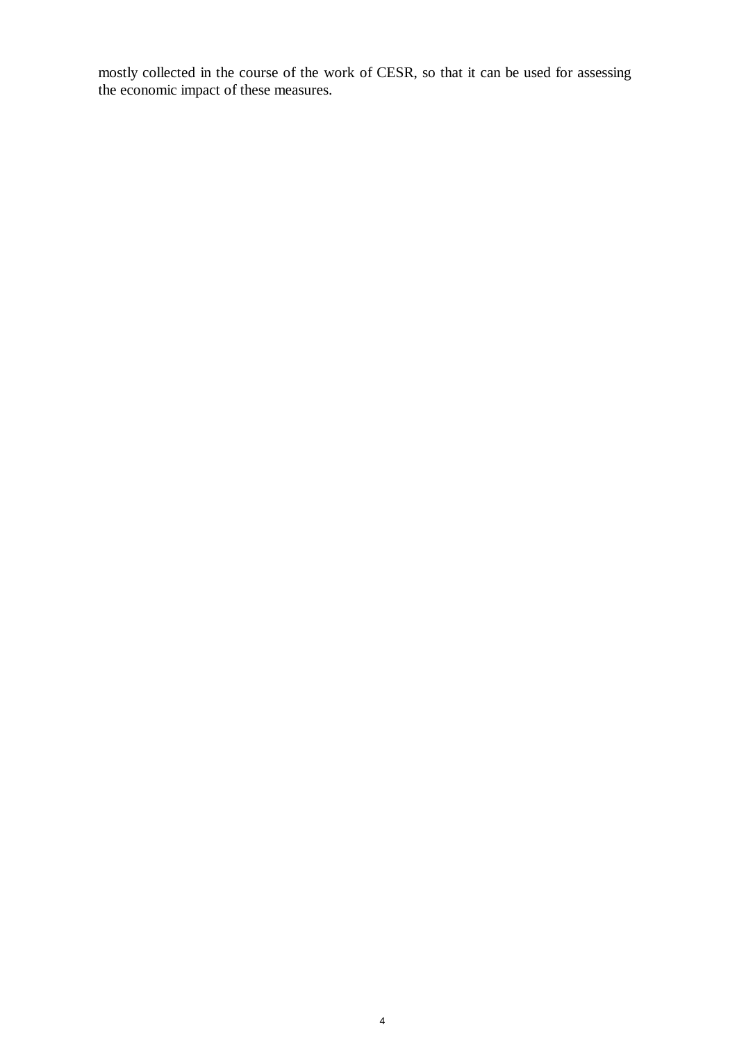mostly collected in the course of the work of CESR, so that it can be used for assessing the economic impact of these measures.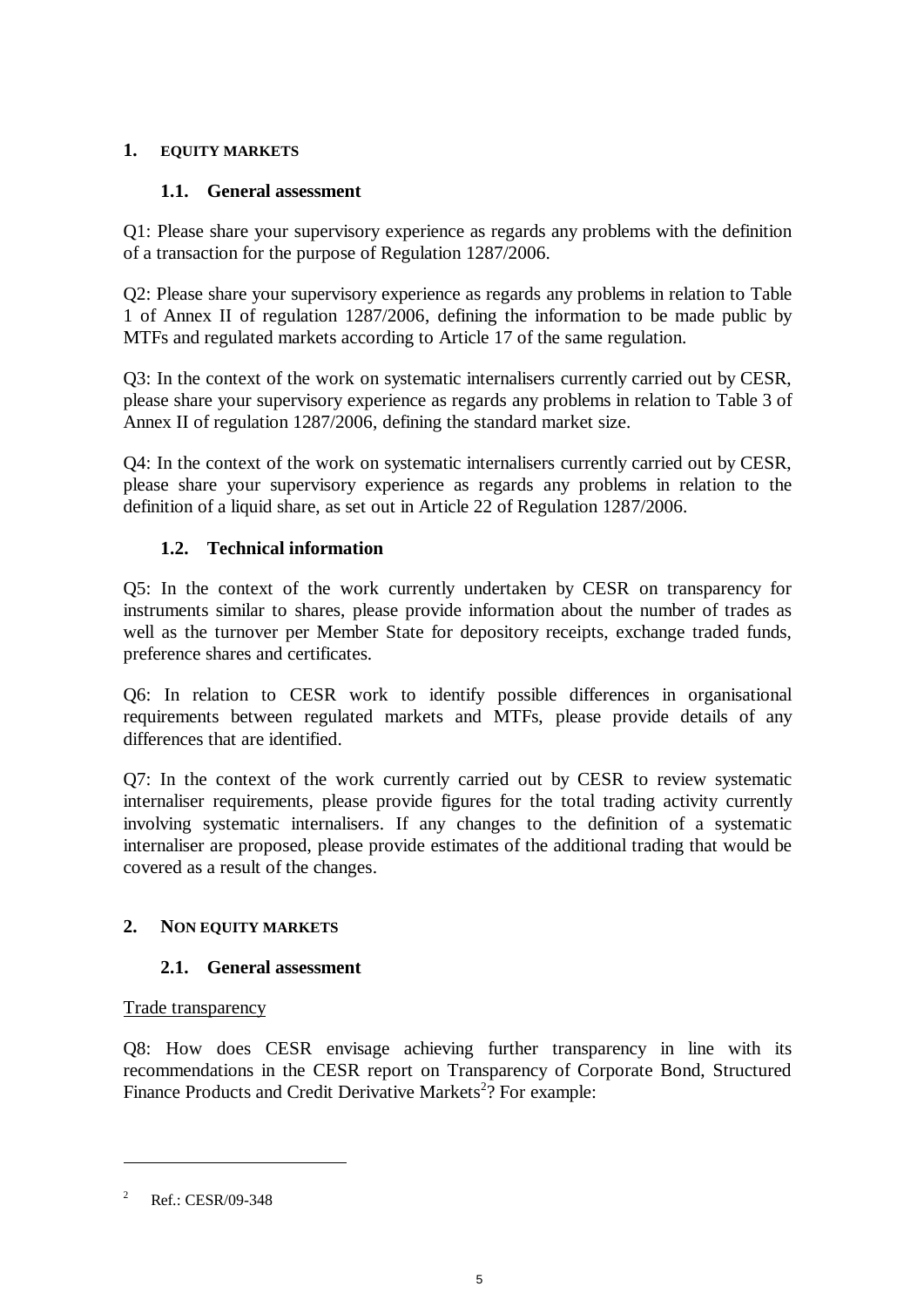## 1. EQUITY MARKETS

### 1.1. General assessment

Q1: Please share your supervisory experience as regards any problems with the definition of a transaction for the purpose of Regulation 1287/2006.

Q2: Please share your supervisory experience as regards any problems in relation to Table 1 of Annex II of regulation 1287/2006, defining the information to be made public by MTFs and regulated markets according to Article 17 of the same regulation.

Q3: In the context of the work on systematic internalisers currently carried out by CESR, please share your supervisory experience as regards any problems in relation to Table 3 of Annex II of regulation 1287/2006, defining the standard market size.

Q4: In the context of the work on systematic internalisers currently carried out by CESR, please share your supervisory experience as regards any problems in relation to the definition of a liquid share, as set out in Article 22 of Regulation 1287/2006.

### 1.2. Technical information

Q5: In the context of the work currently undertaken by CESR on transparency for instruments similar to shares, please provide information about the number of trades as well as the turnover per Member State for depository receipts, exchange traded funds, preference shares and certificates.

Q6: In relation to CESR work to identify possible differences in organisational requirements between regulated markets and MTFs, please provide details of any differences that are identified.

Q7: In the context of the work currently carried out by CESR to review systematic internaliser requirements, please provide figures for the total trading activity currently involving systematic internalisers. If any changes to the definition of a systematic internaliser are proposed, please provide estimates of the additional trading that would be covered as a result of the changes.

## 2. NON EQUITY MARKETS

### 2.1. General assessment

Trade transparency

Q8: How does CESR envisage achieving further transparency in line with its recommendations in the CESR report on Transparency of Corporate Bond, Structured Finance Products and Credit Derivative Markets[2]? For example:

---

[2] Ref.: CESR/09-348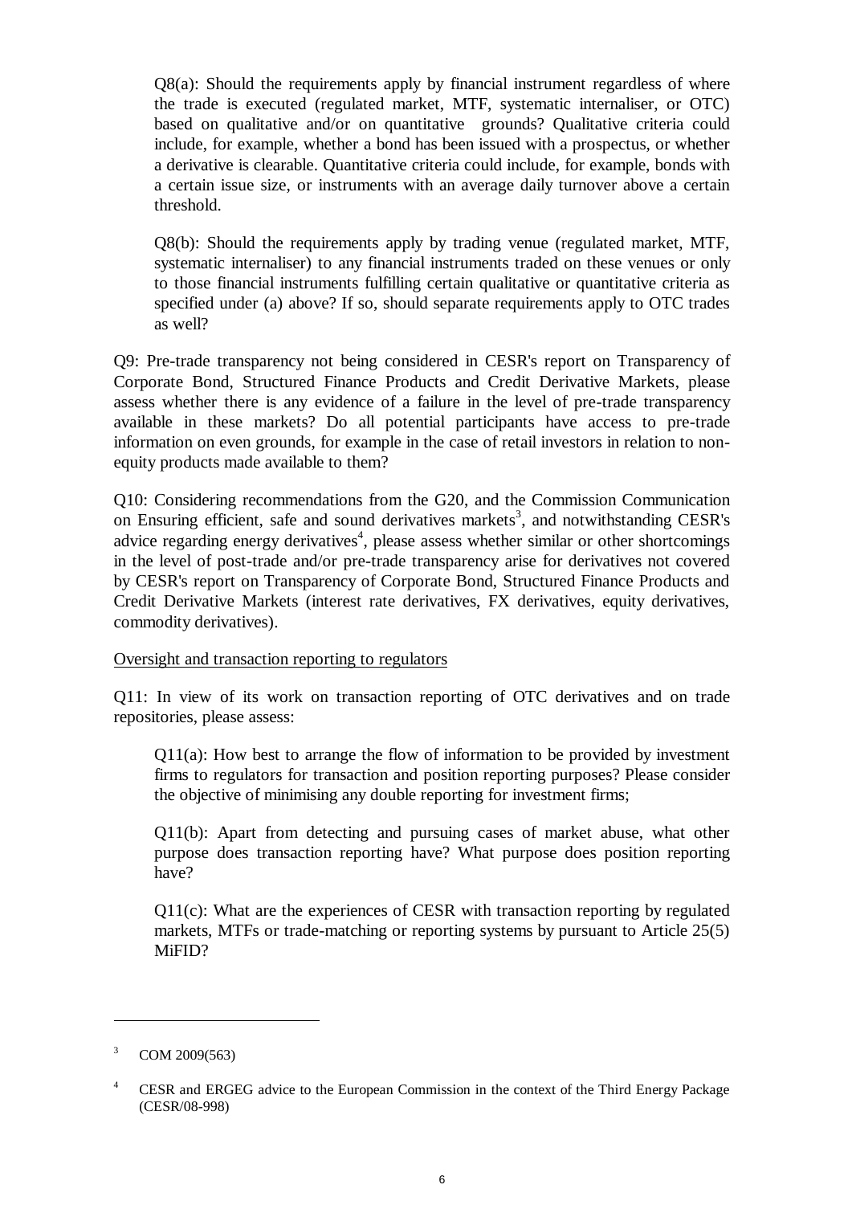Q8(a): Should the requirements apply by financial instrument regardless of where the trade is executed (regulated market, MTF, systematic internaliser, or OTC) based on qualitative and/or on quantitative grounds? Qualitative criteria could include, for example, whether a bond has been issued with a prospectus, or whether a derivative is clearable. Quantitative criteria could include, for example, bonds with a certain issue size, or instruments with an average daily turnover above a certain threshold.

Q8(b): Should the requirements apply by trading venue (regulated market, MTF, systematic internaliser) to any financial instruments traded on these venues or only to those financial instruments fulfilling certain qualitative or quantitative criteria as specified under (a) above? If so, should separate requirements apply to OTC trades as well?

Q9: Pre-trade transparency not being considered in CESR's report on Transparency of Corporate Bond, Structured Finance Products and Credit Derivative Markets, please assess whether there is any evidence of a failure in the level of pre-trade transparency available in these markets? Do all potential participants have access to pre-trade information on even grounds, for example in the case of retail investors in relation to non-equity products made available to them?

Q10: Considering recommendations from the G20, and the Commission Communication on Ensuring efficient, safe and sound derivatives markets[3], and notwithstanding CESR's advice regarding energy derivatives[4], please assess whether similar or other shortcomings in the level of post-trade and/or pre-trade transparency arise for derivatives not covered by CESR's report on Transparency of Corporate Bond, Structured Finance Products and Credit Derivative Markets (interest rate derivatives, FX derivatives, equity derivatives, commodity derivatives).

Oversight and transaction reporting to regulators

Q11: In view of its work on transaction reporting of OTC derivatives and on trade repositories, please assess:

Q11(a): How best to arrange the flow of information to be provided by investment firms to regulators for transaction and position reporting purposes? Please consider the objective of minimising any double reporting for investment firms;

Q11(b): Apart from detecting and pursuing cases of market abuse, what other purpose does transaction reporting have? What purpose does position reporting have?

Q11(c): What are the experiences of CESR with transaction reporting by regulated markets, MTFs or trade-matching or reporting systems by pursuant to Article 25(5) MiFID?

---

[3] COM 2009(563)

[4] CESR and ERGEG advice to the European Commission in the context of the Third Energy Package (CESR/08-998)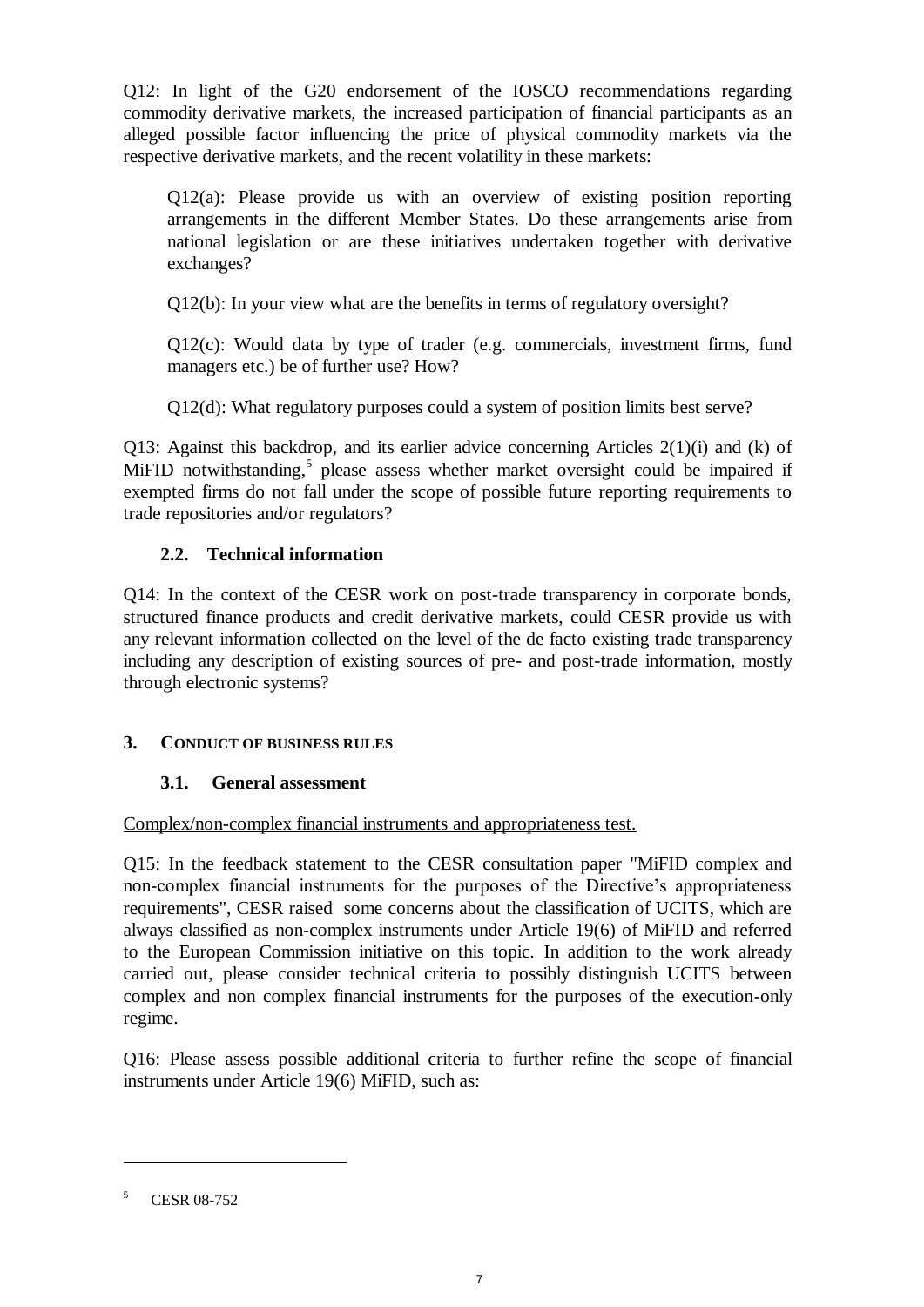Q12: In light of the G20 endorsement of the IOSCO recommendations regarding commodity derivative markets, the increased participation of financial participants as an alleged possible factor influencing the price of physical commodity markets via the respective derivative markets, and the recent volatility in these markets:

> Q12(a): Please provide us with an overview of existing position reporting arrangements in the different Member States. Do these arrangements arise from national legislation or are these initiatives undertaken together with derivative exchanges?
>
> Q12(b): In your view what are the benefits in terms of regulatory oversight?
>
> Q12(c): Would data by type of trader (e.g. commercials, investment firms, fund managers etc.) be of further use? How?
>
> Q12(d): What regulatory purposes could a system of position limits best serve?

Q13: Against this backdrop, and its earlier advice concerning Articles 2(1)(i) and (k) of MiFID notwithstanding,[5] please assess whether market oversight could be impaired if exempted firms do not fall under the scope of possible future reporting requirements to trade repositories and/or regulators?

### 2.2. Technical information

Q14: In the context of the CESR work on post-trade transparency in corporate bonds, structured finance products and credit derivative markets, could CESR provide us with any relevant information collected on the level of the de facto existing trade transparency including any description of existing sources of pre- and post-trade information, mostly through electronic systems?

## 3. Conduct of business rules

### 3.1. General assessment

Complex/non-complex financial instruments and appropriateness test.

Q15: In the feedback statement to the CESR consultation paper "MiFID complex and non-complex financial instruments for the purposes of the Directive's appropriateness requirements", CESR raised some concerns about the classification of UCITS, which are always classified as non-complex instruments under Article 19(6) of MiFID and referred to the European Commission initiative on this topic. In addition to the work already carried out, please consider technical criteria to possibly distinguish UCITS between complex and non complex financial instruments for the purposes of the execution-only regime.

Q16: Please assess possible additional criteria to further refine the scope of financial instruments under Article 19(6) MiFID, such as:

---

[5] CESR 08-752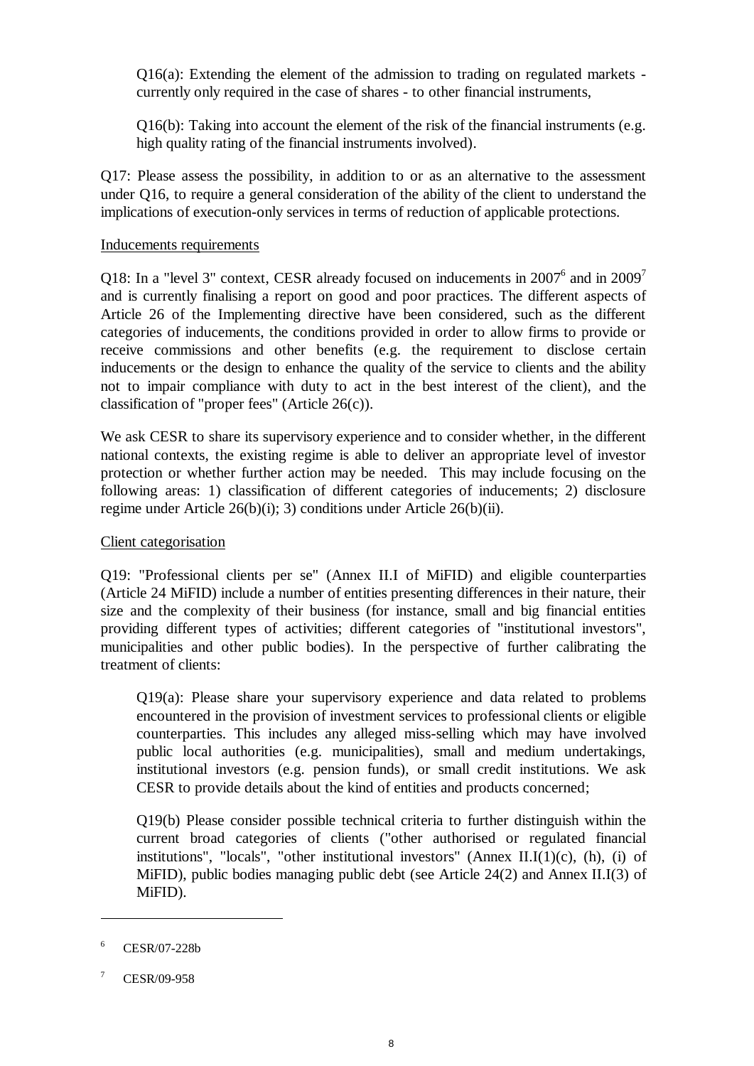Q16(a): Extending the element of the admission to trading on regulated markets - currently only required in the case of shares - to other financial instruments,

Q16(b): Taking into account the element of the risk of the financial instruments (e.g. high quality rating of the financial instruments involved).

Q17: Please assess the possibility, in addition to or as an alternative to the assessment under Q16, to require a general consideration of the ability of the client to understand the implications of execution-only services in terms of reduction of applicable protections.

Inducements requirements

Q18: In a "level 3" context, CESR already focused on inducements in 2007[6] and in 2009[7] and is currently finalising a report on good and poor practices. The different aspects of Article 26 of the Implementing directive have been considered, such as the different categories of inducements, the conditions provided in order to allow firms to provide or receive commissions and other benefits (e.g. the requirement to disclose certain inducements or the design to enhance the quality of the service to clients and the ability not to impair compliance with duty to act in the best interest of the client), and the classification of "proper fees" (Article 26(c)).

We ask CESR to share its supervisory experience and to consider whether, in the different national contexts, the existing regime is able to deliver an appropriate level of investor protection or whether further action may be needed. This may include focusing on the following areas: 1) classification of different categories of inducements; 2) disclosure regime under Article 26(b)(i); 3) conditions under Article 26(b)(ii).

Client categorisation

Q19: "Professional clients per se" (Annex II.I of MiFID) and eligible counterparties (Article 24 MiFID) include a number of entities presenting differences in their nature, their size and the complexity of their business (for instance, small and big financial entities providing different types of activities; different categories of "institutional investors", municipalities and other public bodies). In the perspective of further calibrating the treatment of clients:

Q19(a): Please share your supervisory experience and data related to problems encountered in the provision of investment services to professional clients or eligible counterparties. This includes any alleged miss-selling which may have involved public local authorities (e.g. municipalities), small and medium undertakings, institutional investors (e.g. pension funds), or small credit institutions. We ask CESR to provide details about the kind of entities and products concerned;

Q19(b) Please consider possible technical criteria to further distinguish within the current broad categories of clients ("other authorised or regulated financial institutions", "locals", "other institutional investors" (Annex II.I(1)(c), (h), (i) of MiFID), public bodies managing public debt (see Article 24(2) and Annex II.I(3) of MiFID).

---

[6] CESR/07-228b

[7] CESR/09-958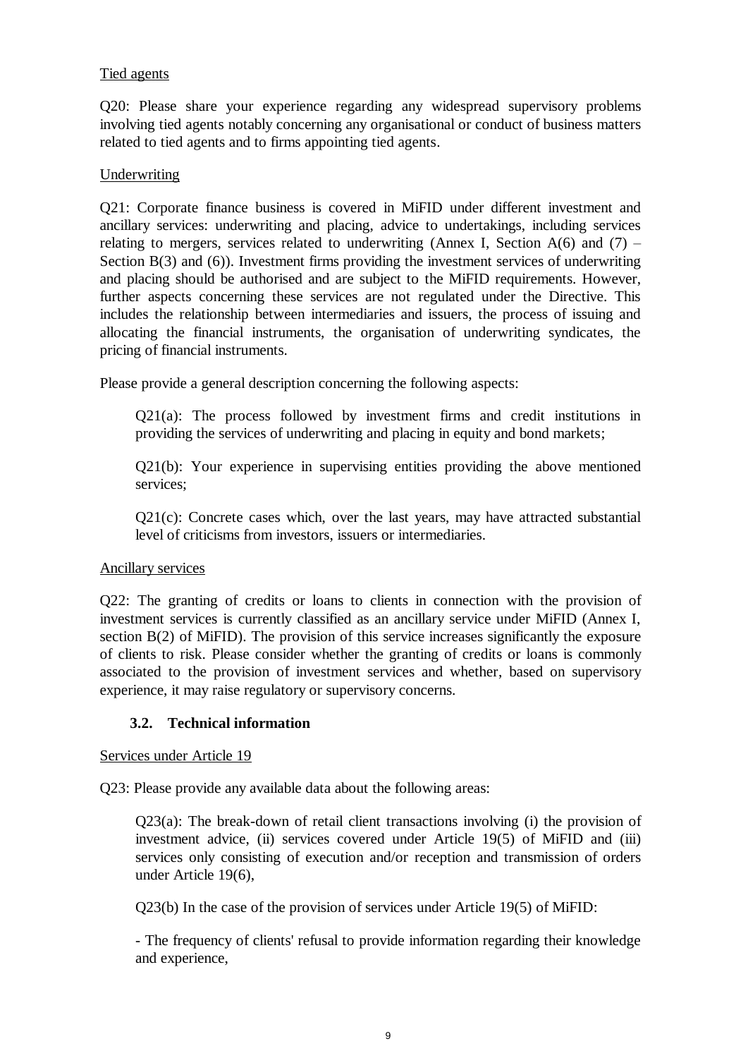Tied agents

Q20: Please share your experience regarding any widespread supervisory problems involving tied agents notably concerning any organisational or conduct of business matters related to tied agents and to firms appointing tied agents.

Underwriting

Q21: Corporate finance business is covered in MiFID under different investment and ancillary services: underwriting and placing, advice to undertakings, including services relating to mergers, services related to underwriting (Annex I, Section A(6) and (7) – Section B(3) and (6)). Investment firms providing the investment services of underwriting and placing should be authorised and are subject to the MiFID requirements. However, further aspects concerning these services are not regulated under the Directive. This includes the relationship between intermediaries and issuers, the process of issuing and allocating the financial instruments, the organisation of underwriting syndicates, the pricing of financial instruments.

Please provide a general description concerning the following aspects:

> Q21(a): The process followed by investment firms and credit institutions in providing the services of underwriting and placing in equity and bond markets;
>
> Q21(b): Your experience in supervising entities providing the above mentioned services;
>
> Q21(c): Concrete cases which, over the last years, may have attracted substantial level of criticisms from investors, issuers or intermediaries.

Ancillary services

Q22: The granting of credits or loans to clients in connection with the provision of investment services is currently classified as an ancillary service under MiFID (Annex I, section B(2) of MiFID). The provision of this service increases significantly the exposure of clients to risk. Please consider whether the granting of credits or loans is commonly associated to the provision of investment services and whether, based on supervisory experience, it may raise regulatory or supervisory concerns.

### 3.2. Technical information

Services under Article 19

Q23: Please provide any available data about the following areas:

> Q23(a): The break-down of retail client transactions involving (i) the provision of investment advice, (ii) services covered under Article 19(5) of MiFID and (iii) services only consisting of execution and/or reception and transmission of orders under Article 19(6),
>
> Q23(b) In the case of the provision of services under Article 19(5) of MiFID:
>
> - The frequency of clients' refusal to provide information regarding their knowledge and experience,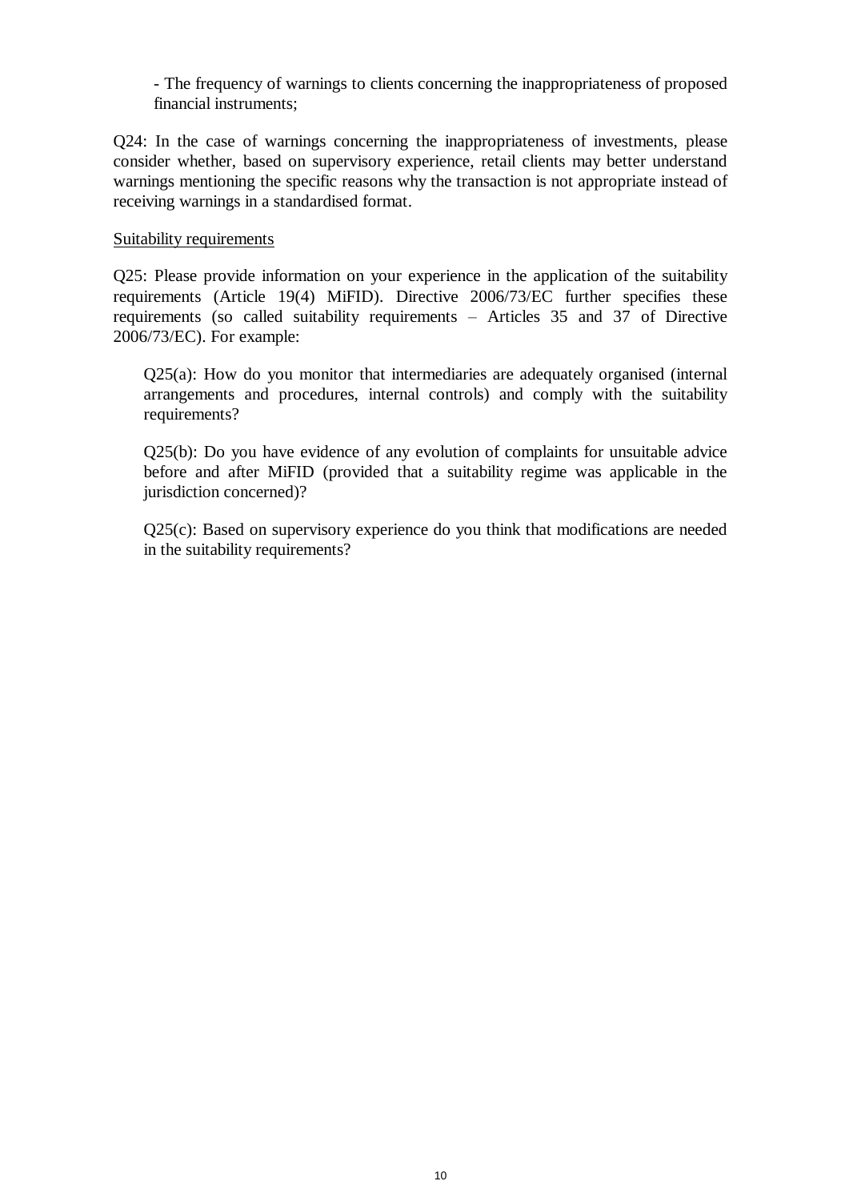- The frequency of warnings to clients concerning the inappropriateness of proposed financial instruments;

Q24: In the case of warnings concerning the inappropriateness of investments, please consider whether, based on supervisory experience, retail clients may better understand warnings mentioning the specific reasons why the transaction is not appropriate instead of receiving warnings in a standardised format.

<u>Suitability requirements</u>

Q25: Please provide information on your experience in the application of the suitability requirements (Article 19(4) MiFID). Directive 2006/73/EC further specifies these requirements (so called suitability requirements – Articles 35 and 37 of Directive 2006/73/EC). For example:

Q25(a): How do you monitor that intermediaries are adequately organised (internal arrangements and procedures, internal controls) and comply with the suitability requirements?

Q25(b): Do you have evidence of any evolution of complaints for unsuitable advice before and after MiFID (provided that a suitability regime was applicable in the jurisdiction concerned)?

Q25(c): Based on supervisory experience do you think that modifications are needed in the suitability requirements?